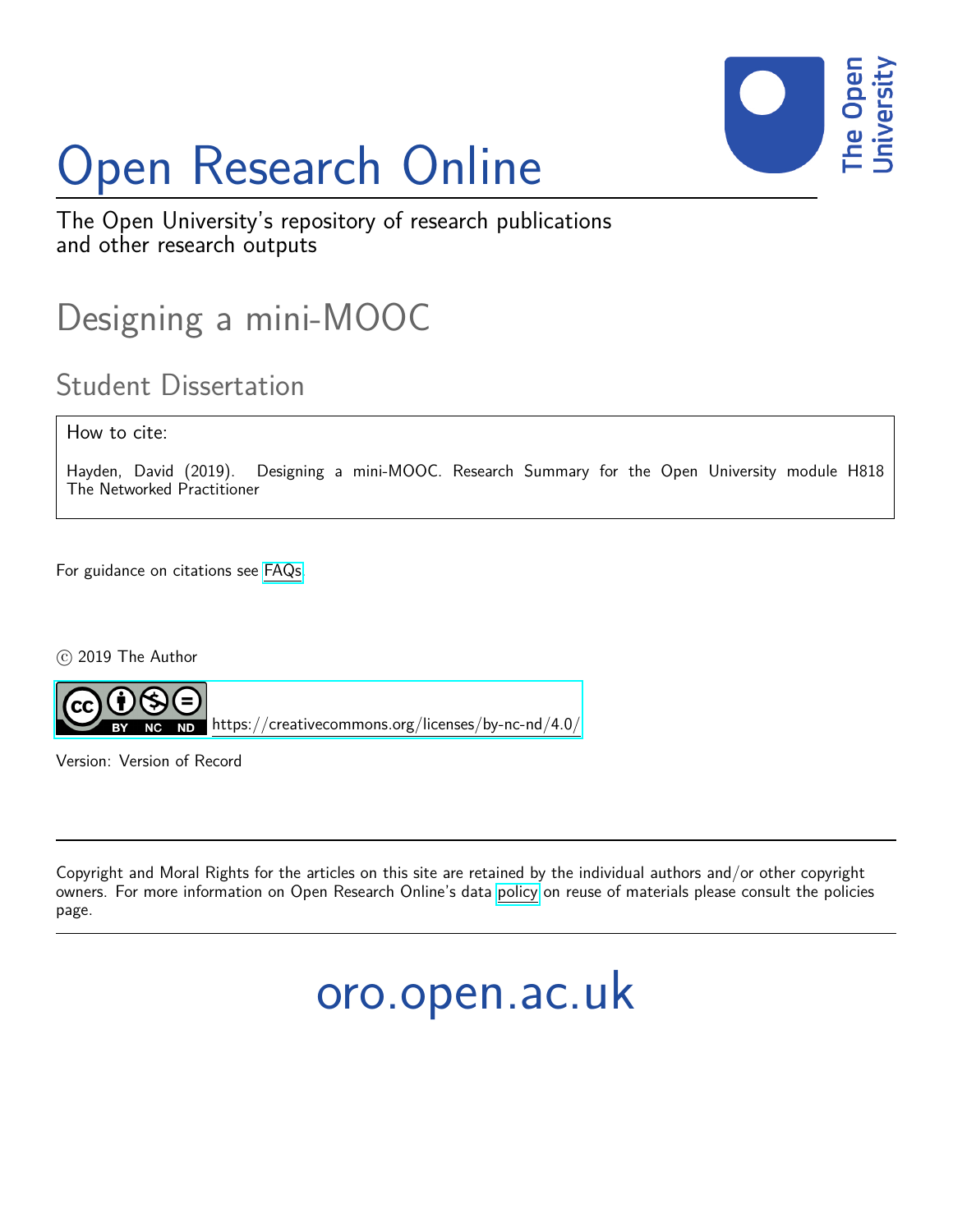# Open Research Online

The Open University's repository of research publications and other research outputs

## Designing a mini-MOOC

### Student Dissertation

How to cite:

Hayden, David (2019). Designing a mini-MOOC. Research Summary for the Open University module H818 The Networked Practitioner

For guidance on citations see FAQs.

© 2019 The Author

https://creativecommons.org/licenses/by-nc-nd/4.0/

Version: Version of Record

---

Copyright and Moral Rights for the articles on this site are retained by the individual authors and/or other copyright owners. For more information on Open Research Online's data policy on reuse of materials please consult the policies page.

---

oro.open.ac.uk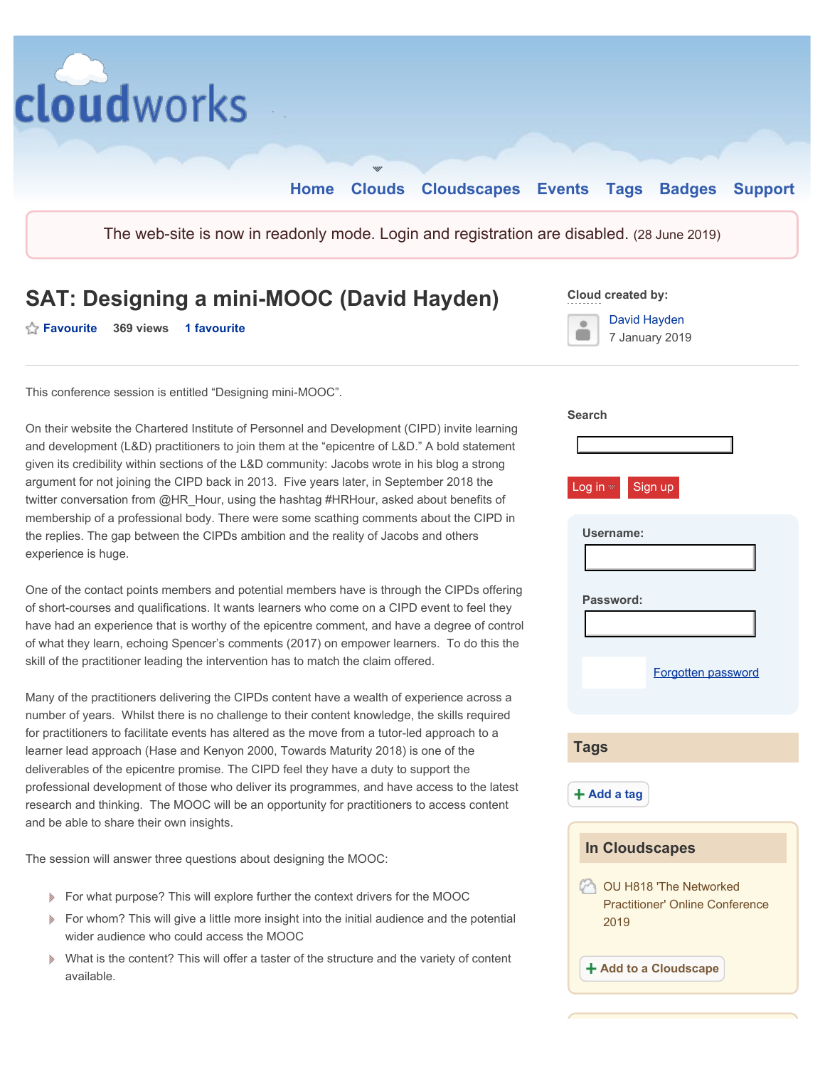# SAT: Designing a mini-MOOC (David Hayden)

Favourite 369 views 1 favourite

Cloud created by:

David Hayden
7 January 2019

This conference session is entitled "Designing mini-MOOC".

On their website the Chartered Institute of Personnel and Development (CIPD) invite learning and development (L&D) practitioners to join them at the "epicentre of L&D." A bold statement given its credibility within sections of the L&D community: Jacobs wrote in his blog a strong argument for not joining the CIPD back in 2013. Five years later, in September 2018 the twitter conversation from @HR_Hour, using the hashtag #HRHour, asked about benefits of membership of a professional body. There were some scathing comments about the CIPD in the replies. The gap between the CIPDs ambition and the reality of Jacobs and others experience is huge.

One of the contact points members and potential members have is through the CIPDs offering of short-courses and qualifications. It wants learners who come on a CIPD event to feel they have had an experience that is worthy of the epicentre comment, and have a degree of control of what they learn, echoing Spencer's comments (2017) on empower learners. To do this the skill of the practitioner leading the intervention has to match the claim offered.

Many of the practitioners delivering the CIPDs content have a wealth of experience across a number of years. Whilst there is no challenge to their content knowledge, the skills required for practitioners to facilitate events has altered as the move from a tutor-led approach to a learner lead approach (Hase and Kenyon 2000, Towards Maturity 2018) is one of the deliverables of the epicentre promise. The CIPD feel they have a duty to support the professional development of those who deliver its programmes, and have access to the latest research and thinking. The MOOC will be an opportunity for practitioners to access content and be able to share their own insights.

The session will answer three questions about designing the MOOC:

- For what purpose? This will explore further the context drivers for the MOOC
- For whom? This will give a little more insight into the initial audience and the potential wider audience who could access the MOOC
- What is the content? This will offer a taster of the structure and the variety of content available.

## Tags

## In Cloudscapes

OU H818 'The Networked Practitioner' Online Conference 2019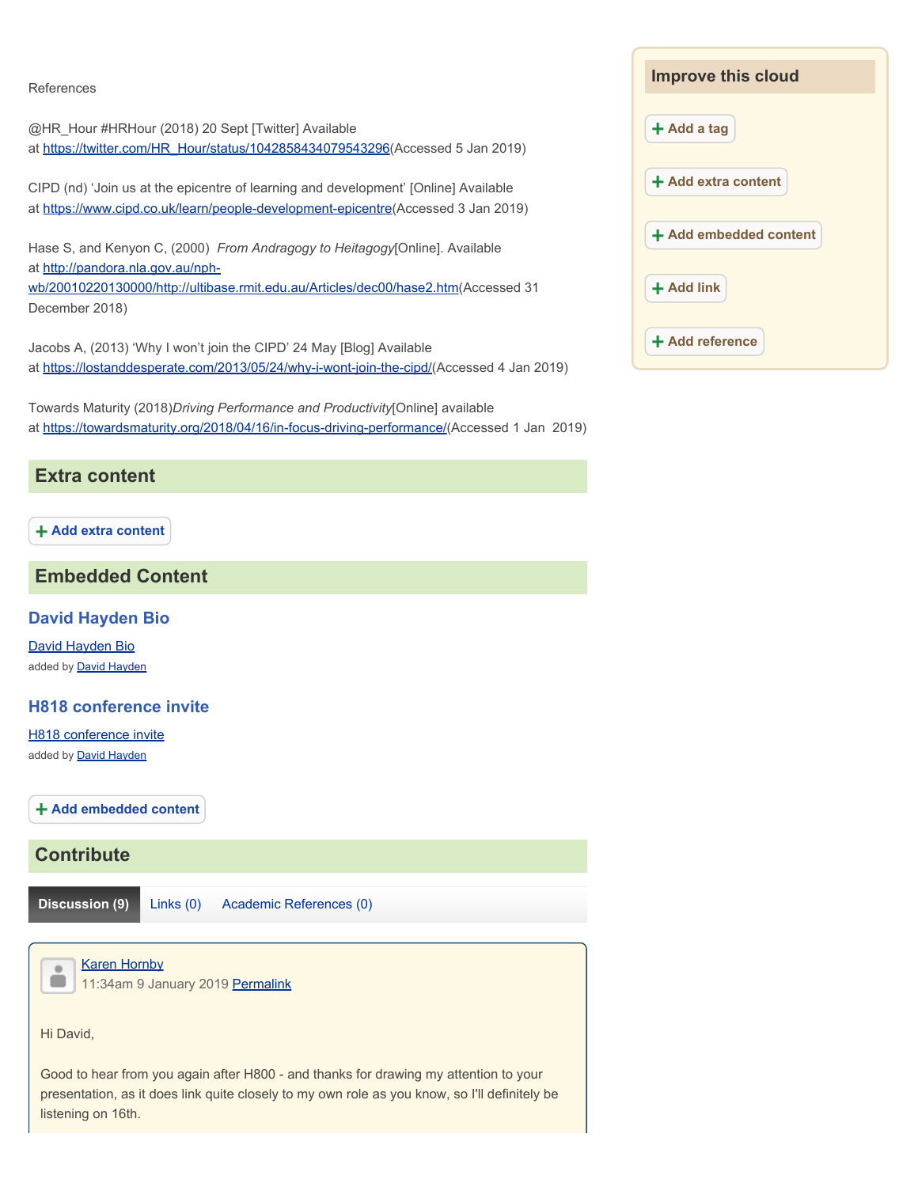References

@HR_Hour #HRHour (2018) 20 Sept [Twitter] Available at https://twitter.com/HR_Hour/status/1042858434079543296(Accessed 5 Jan 2019)

CIPD (nd) 'Join us at the epicentre of learning and development' [Online] Available at https://www.cipd.co.uk/learn/people-development-epicentre(Accessed 3 Jan 2019)

Hase S, and Kenyon C, (2000) *From Andragogy to Heitagogy*[Online]. Available at http://pandora.nla.gov.au/nph-wb/20010220130000/http://ultibase.rmit.edu.au/Articles/dec00/hase2.htm(Accessed 31 December 2018)

Jacobs A, (2013) 'Why I won't join the CIPD' 24 May [Blog] Available at https://lostanddesperate.com/2013/05/24/why-i-wont-join-the-cipd/(Accessed 4 Jan 2019)

Towards Maturity (2018)*Driving Performance and Productivity*[Online] available at https://towardsmaturity.org/2018/04/16/in-focus-driving-performance/(Accessed 1 Jan 2019)

## Extra content

+ Add extra content

## Embedded Content

### David Hayden Bio

David Hayden Bio

added by David Hayden

### H818 conference invite

H818 conference invite

added by David Hayden

+ Add embedded content

## Contribute

Discussion (9) | Links (0) | Academic References (0)

Karen Hornby
11:34am 9 January 2019 Permalink

Hi David,

Good to hear from you again after H800 - and thanks for drawing my attention to your presentation, as it does link quite closely to my own role as you know, so I'll definitely be listening on 16th.

## Improve this cloud

+ Add a tag

+ Add extra content

+ Add embedded content

+ Add link

+ Add reference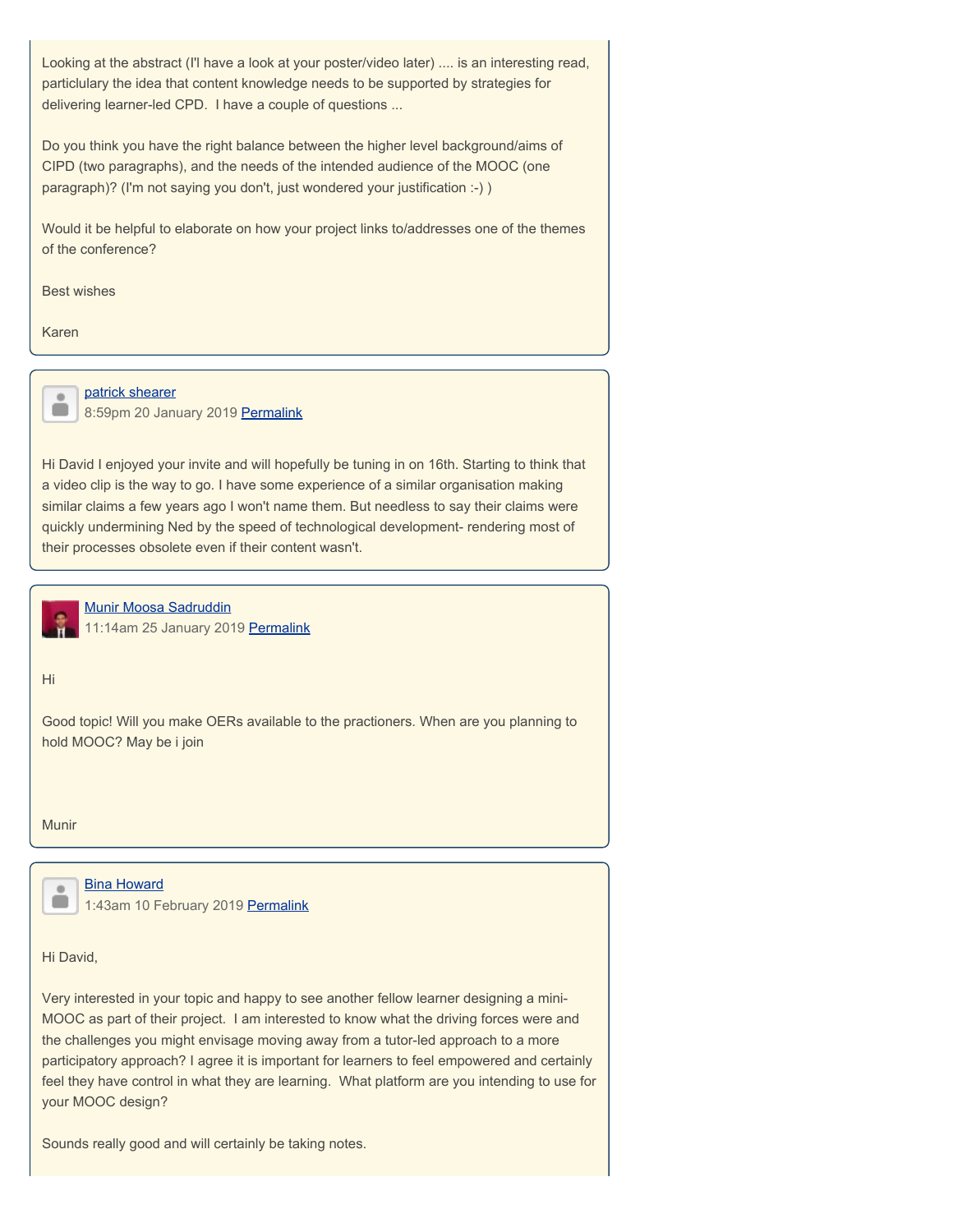Looking at the abstract (I'l have a look at your poster/video later) .... is an interesting read, particlulary the idea that content knowledge needs to be supported by strategies for delivering learner-led CPD.  I have a couple of questions ...

Do you think you have the right balance between the higher level background/aims of CIPD (two paragraphs), and the needs of the intended audience of the MOOC (one paragraph)? (I'm not saying you don't, just wondered your justification :-) )

Would it be helpful to elaborate on how your project links to/addresses one of the themes of the conference?

Best wishes

Karen

---

patrick shearer
8:59pm 20 January 2019 Permalink

Hi David I enjoyed your invite and will hopefully be tuning in on 16th. Starting to think that a video clip is the way to go. I have some experience of a similar organisation making similar claims a few years ago I won't name them. But needless to say their claims were quickly undermining Ned by the speed of technological development- rendering most of their processes obsolete even if their content wasn't.

---

Munir Moosa Sadruddin
11:14am 25 January 2019 Permalink

Hi

Good topic! Will you make OERs available to the practioners. When are you planning to hold MOOC? May be i join

Munir

---

Bina Howard
1:43am 10 February 2019 Permalink

Hi David,

Very interested in your topic and happy to see another fellow learner designing a mini-MOOC as part of their project.  I am interested to know what the driving forces were and the challenges you might envisage moving away from a tutor-led approach to a more participatory approach? I agree it is important for learners to feel empowered and certainly feel they have control in what they are learning.  What platform are you intending to use for your MOOC design?

Sounds really good and will certainly be taking notes.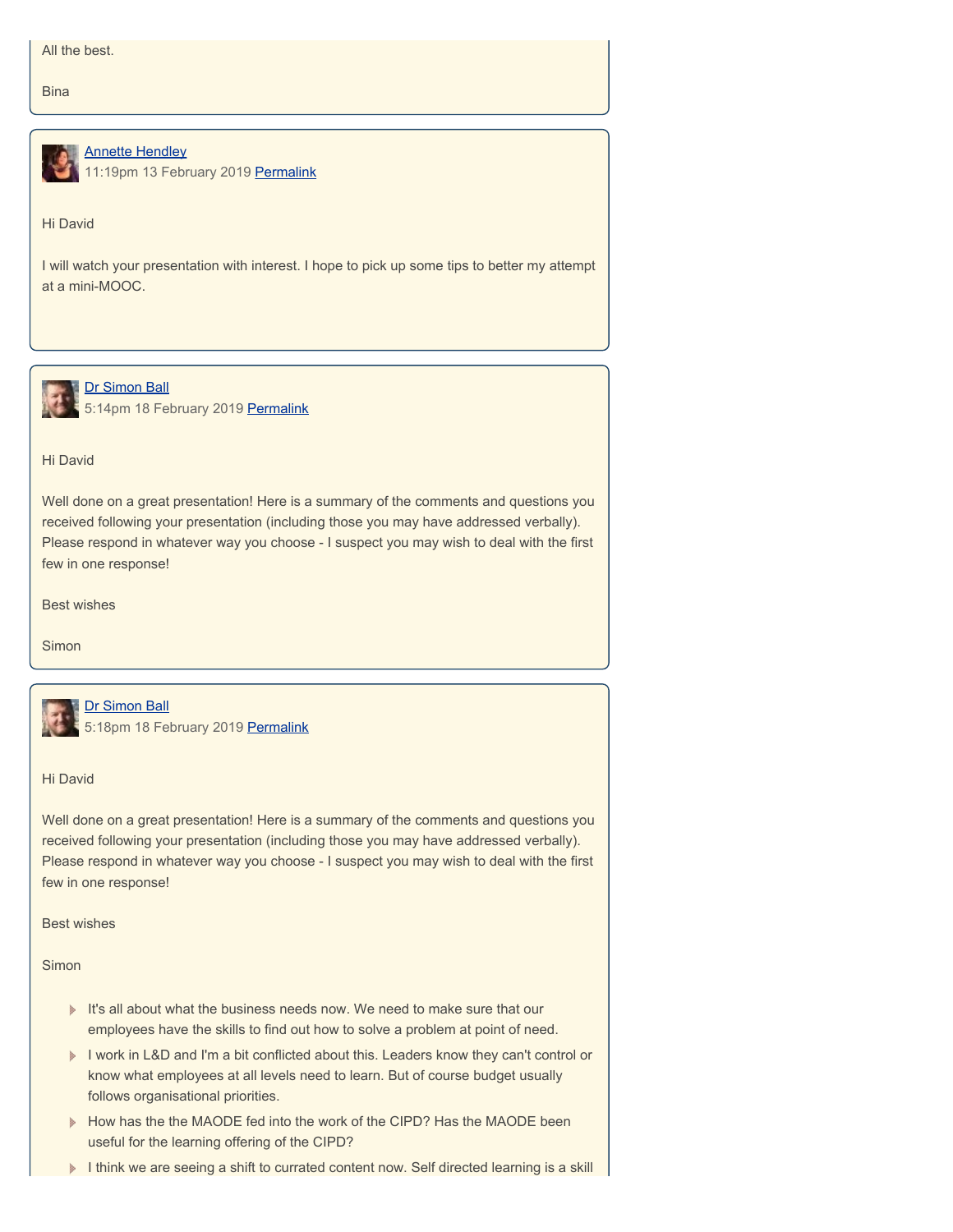All the best.

Bina

---

[Annette Hendley](#)
11:19pm 13 February 2019 [Permalink](#)

Hi David

I will watch your presentation with interest. I hope to pick up some tips to better my attempt at a mini-MOOC.

---

[Dr Simon Ball](#)
5:14pm 18 February 2019 [Permalink](#)

Hi David

Well done on a great presentation! Here is a summary of the comments and questions you received following your presentation (including those you may have addressed verbally). Please respond in whatever way you choose - I suspect you may wish to deal with the first few in one response!

Best wishes

Simon

---

[Dr Simon Ball](#)
5:18pm 18 February 2019 [Permalink](#)

Hi David

Well done on a great presentation! Here is a summary of the comments and questions you received following your presentation (including those you may have addressed verbally). Please respond in whatever way you choose - I suspect you may wish to deal with the first few in one response!

Best wishes

Simon

- It's all about what the business needs now. We need to make sure that our employees have the skills to find out how to solve a problem at point of need.
- I work in L&D and I'm a bit conflicted about this. Leaders know they can't control or know what employees at all levels need to learn. But of course budget usually follows organisational priorities.
- How has the the MAODE fed into the work of the CIPD? Has the MAODE been useful for the learning offering of the CIPD?
- I think we are seeing a shift to currated content now. Self directed learning is a skill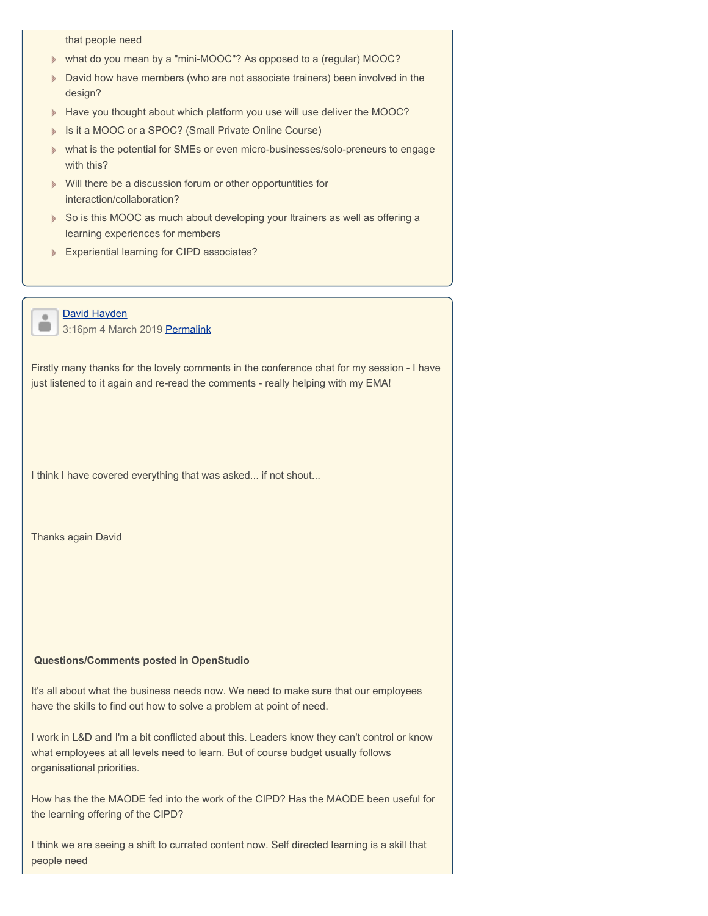that people need

- what do you mean by a "mini-MOOC"? As opposed to a (regular) MOOC?
- David how have members (who are not associate trainers) been involved in the design?
- Have you thought about which platform you use will use deliver the MOOC?
- Is it a MOOC or a SPOC? (Small Private Online Course)
- what is the potential for SMEs or even micro-businesses/solo-preneurs to engage with this?
- Will there be a discussion forum or other opportuntities for interaction/collaboration?
- So is this MOOC as much about developing your ltrainers as well as offering a learning experiences for members
- Experiential learning for CIPD associates?

---

David Hayden
3:16pm 4 March 2019 Permalink

Firstly many thanks for the lovely comments in the conference chat for my session - I have just listened to it again and re-read the comments - really helping with my EMA!

I think I have covered everything that was asked... if not shout...

Thanks again David

**Questions/Comments posted in OpenStudio**

It's all about what the business needs now. We need to make sure that our employees have the skills to find out how to solve a problem at point of need.

I work in L&D and I'm a bit conflicted about this. Leaders know they can't control or know what employees at all levels need to learn. But of course budget usually follows organisational priorities.

How has the the MAODE fed into the work of the CIPD? Has the MAODE been useful for the learning offering of the CIPD?

I think we are seeing a shift to currated content now. Self directed learning is a skill that people need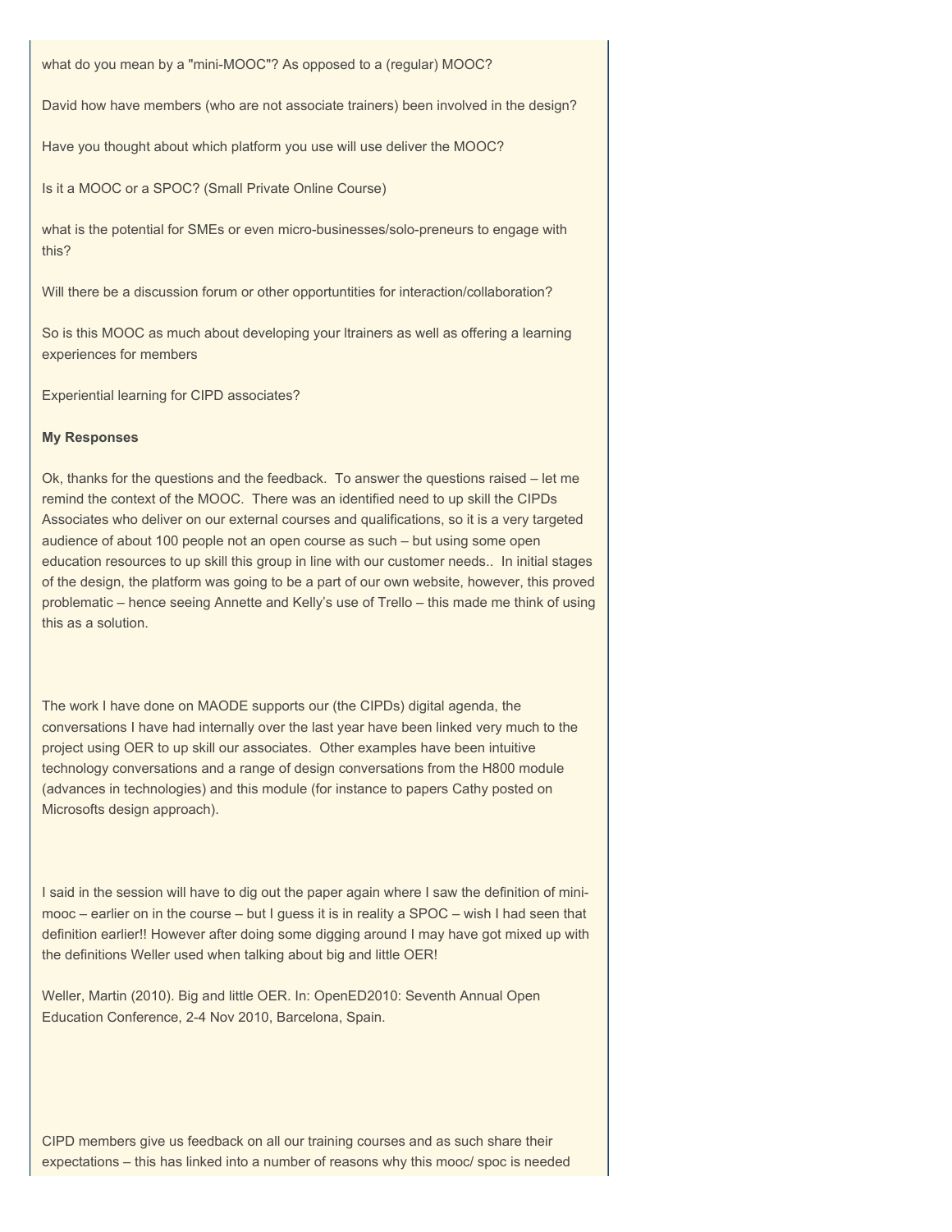what do you mean by a "mini-MOOC"? As opposed to a (regular) MOOC?

David how have members (who are not associate trainers) been involved in the design?

Have you thought about which platform you use will use deliver the MOOC?

Is it a MOOC or a SPOC? (Small Private Online Course)

what is the potential for SMEs or even micro-businesses/solo-preneurs to engage with this?

Will there be a discussion forum or other opportuntities for interaction/collaboration?

So is this MOOC as much about developing your ltrainers as well as offering a learning experiences for members

Experiential learning for CIPD associates?

**My Responses**

Ok, thanks for the questions and the feedback. To answer the questions raised – let me remind the context of the MOOC. There was an identified need to up skill the CIPDs Associates who deliver on our external courses and qualifications, so it is a very targeted audience of about 100 people not an open course as such – but using some open education resources to up skill this group in line with our customer needs.. In initial stages of the design, the platform was going to be a part of our own website, however, this proved problematic – hence seeing Annette and Kelly's use of Trello – this made me think of using this as a solution.

The work I have done on MAODE supports our (the CIPDs) digital agenda, the conversations I have had internally over the last year have been linked very much to the project using OER to up skill our associates. Other examples have been intuitive technology conversations and a range of design conversations from the H800 module (advances in technologies) and this module (for instance to papers Cathy posted on Microsofts design approach).

I said in the session will have to dig out the paper again where I saw the definition of mini-mooc – earlier on in the course – but I guess it is in reality a SPOC – wish I had seen that definition earlier!! However after doing some digging around I may have got mixed up with the definitions Weller used when talking about big and little OER!

Weller, Martin (2010). Big and little OER. In: OpenED2010: Seventh Annual Open Education Conference, 2-4 Nov 2010, Barcelona, Spain.

CIPD members give us feedback on all our training courses and as such share their expectations – this has linked into a number of reasons why this mooc/ spoc is needed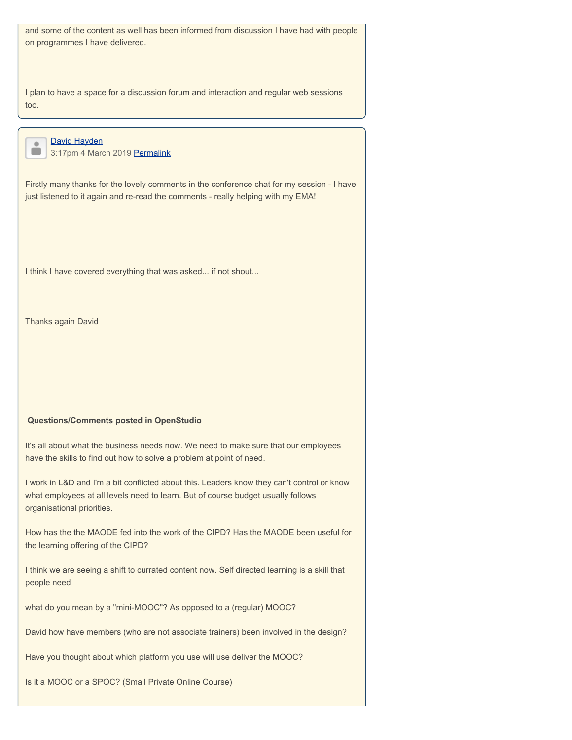and some of the content as well has been informed from discussion I have had with people on programmes I have delivered.

I plan to have a space for a discussion forum and interaction and regular web sessions too.

---

David Hayden
3:17pm 4 March 2019 Permalink

Firstly many thanks for the lovely comments in the conference chat for my session - I have just listened to it again and re-read the comments - really helping with my EMA!

I think I have covered everything that was asked... if not shout...

Thanks again David

**Questions/Comments posted in OpenStudio**

It's all about what the business needs now. We need to make sure that our employees have the skills to find out how to solve a problem at point of need.

I work in L&D and I'm a bit conflicted about this. Leaders know they can't control or know what employees at all levels need to learn. But of course budget usually follows organisational priorities.

How has the the MAODE fed into the work of the CIPD? Has the MAODE been useful for the learning offering of the CIPD?

I think we are seeing a shift to currated content now. Self directed learning is a skill that people need

what do you mean by a "mini-MOOC"? As opposed to a (regular) MOOC?

David how have members (who are not associate trainers) been involved in the design?

Have you thought about which platform you use will use deliver the MOOC?

Is it a MOOC or a SPOC? (Small Private Online Course)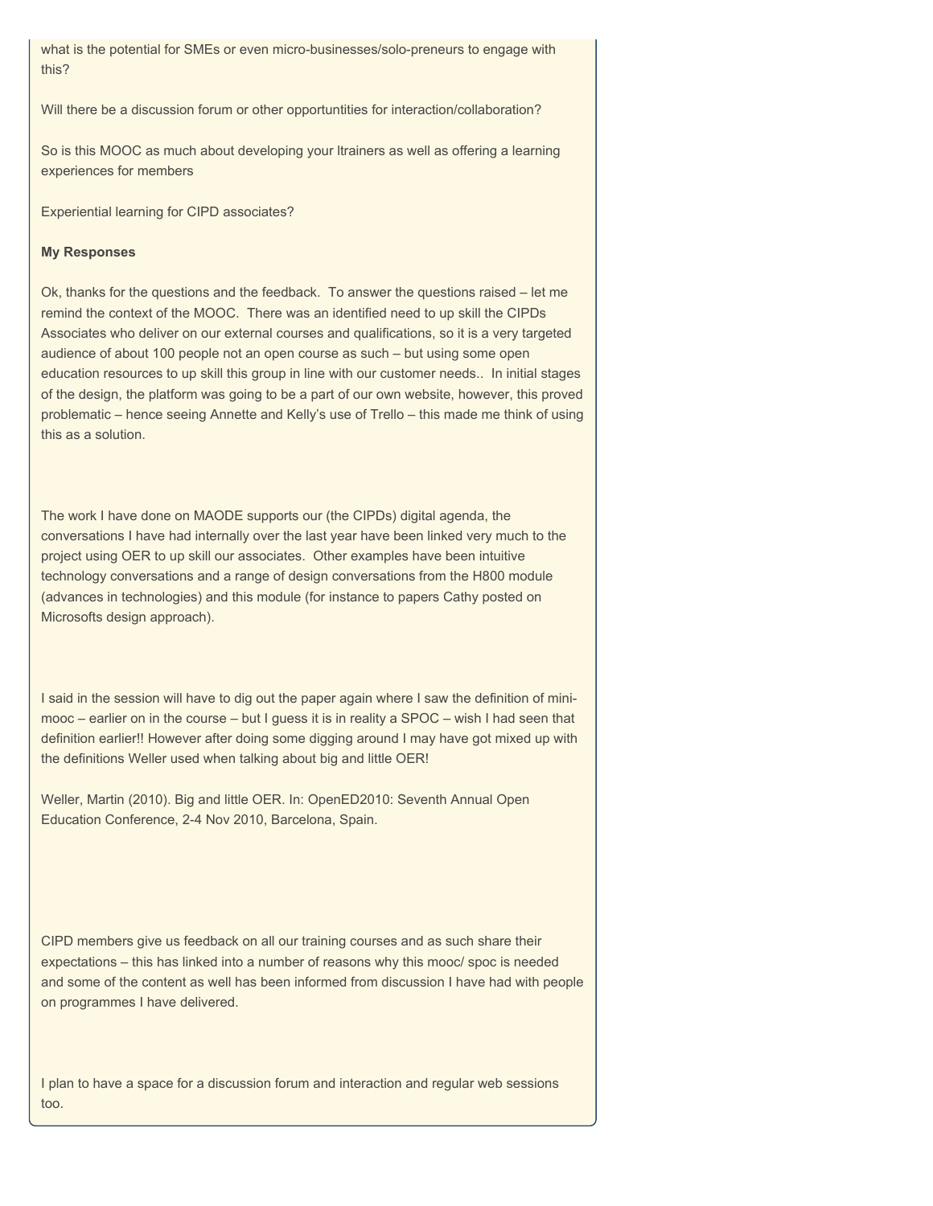what is the potential for SMEs or even micro-businesses/solo-preneurs to engage with this?

Will there be a discussion forum or other opportuntities for interaction/collaboration?

So is this MOOC as much about developing your ltrainers as well as offering a learning experiences for members

Experiential learning for CIPD associates?

**My Responses**

Ok, thanks for the questions and the feedback.  To answer the questions raised – let me remind the context of the MOOC.  There was an identified need to up skill the CIPDs Associates who deliver on our external courses and qualifications, so it is a very targeted audience of about 100 people not an open course as such – but using some open education resources to up skill this group in line with our customer needs..  In initial stages of the design, the platform was going to be a part of our own website, however, this proved problematic – hence seeing Annette and Kelly's use of Trello – this made me think of using this as a solution.

The work I have done on MAODE supports our (the CIPDs) digital agenda, the conversations I have had internally over the last year have been linked very much to the project using OER to up skill our associates.  Other examples have been intuitive technology conversations and a range of design conversations from the H800 module (advances in technologies) and this module (for instance to papers Cathy posted on Microsofts design approach).

I said in the session will have to dig out the paper again where I saw the definition of mini-mooc – earlier on in the course – but I guess it is in reality a SPOC – wish I had seen that definition earlier!! However after doing some digging around I may have got mixed up with the definitions Weller used when talking about big and little OER!

Weller, Martin (2010). Big and little OER. In: OpenED2010: Seventh Annual Open Education Conference, 2-4 Nov 2010, Barcelona, Spain.

CIPD members give us feedback on all our training courses and as such share their expectations – this has linked into a number of reasons why this mooc/ spoc is needed and some of the content as well has been informed from discussion I have had with people on programmes I have delivered.

I plan to have a space for a discussion forum and interaction and regular web sessions too.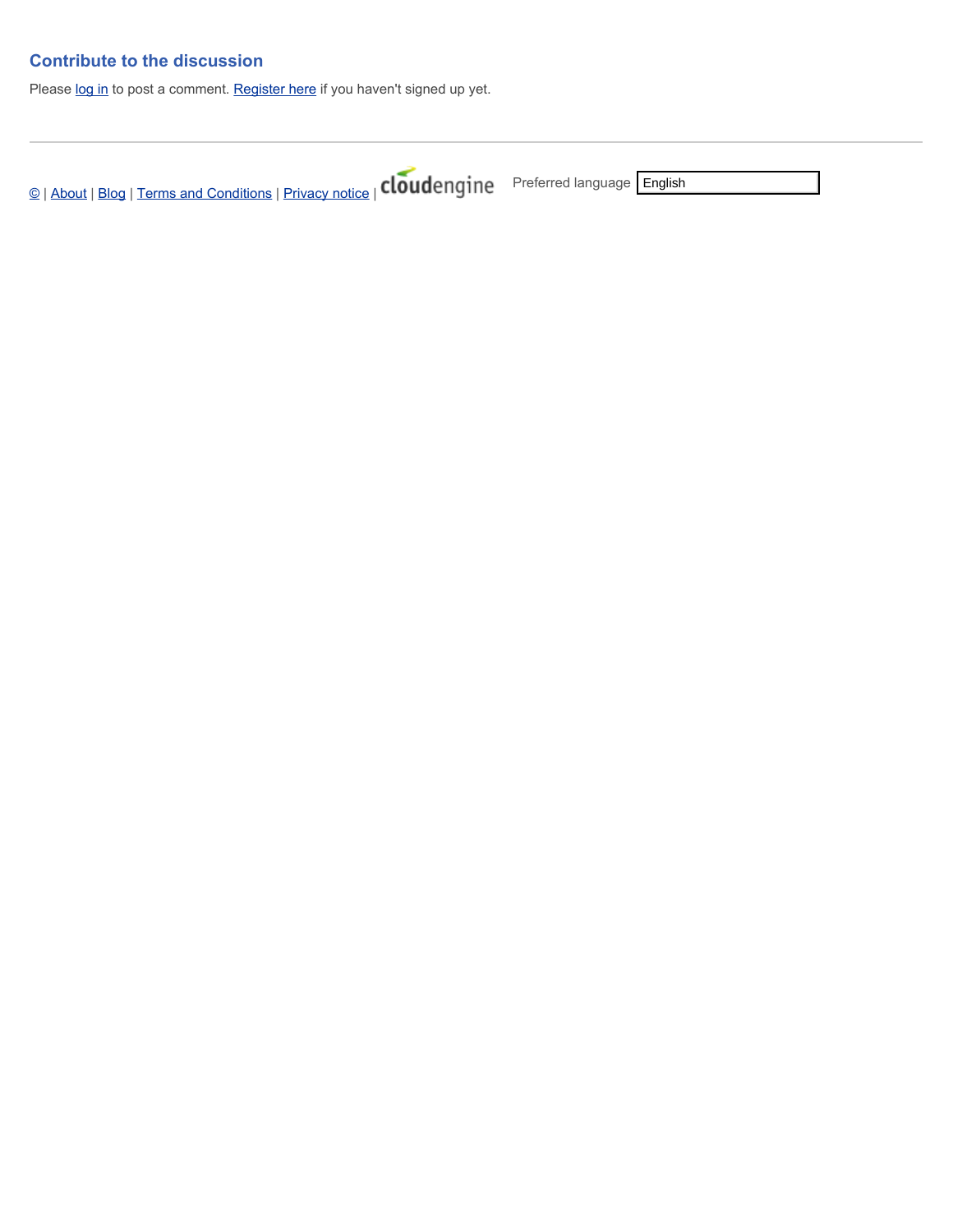### Contribute to the discussion

Please log in to post a comment. Register here if you haven't signed up yet.

---

© | About | Blog | Terms and Conditions | Privacy notice | cloudengine Preferred language English